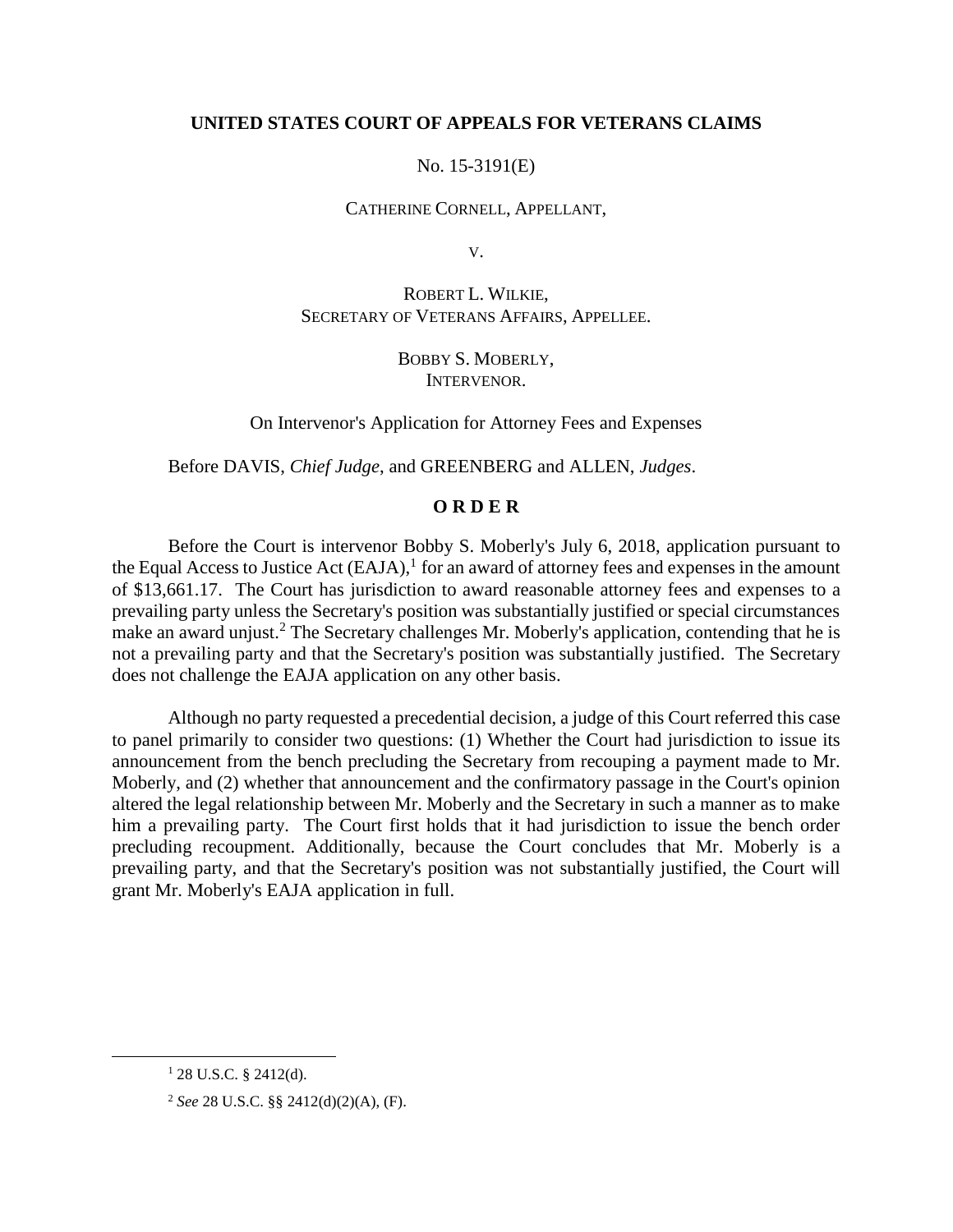**UNITED STATES COURT OF APPEALS FOR VETERANS CLAIMS**

No. 15-3191(E)

CATHERINE CORNELL, APPELLANT,

V.

ROBERT L. WILKIE,
SECRETARY OF VETERANS AFFAIRS, APPELLEE.

BOBBY S. MOBERLY,
INTERVENOR.

On Intervenor's Application for Attorney Fees and Expenses

Before DAVIS, *Chief Judge*, and GREENBERG and ALLEN, *Judges*.

**O R D E R**

Before the Court is intervenor Bobby S. Moberly's July 6, 2018, application pursuant to the Equal Access to Justice Act (EAJA),[1] for an award of attorney fees and expenses in the amount of $13,661.17. The Court has jurisdiction to award reasonable attorney fees and expenses to a prevailing party unless the Secretary's position was substantially justified or special circumstances make an award unjust.[2] The Secretary challenges Mr. Moberly's application, contending that he is not a prevailing party and that the Secretary's position was substantially justified. The Secretary does not challenge the EAJA application on any other basis.

Although no party requested a precedential decision, a judge of this Court referred this case to panel primarily to consider two questions: (1) Whether the Court had jurisdiction to issue its announcement from the bench precluding the Secretary from recouping a payment made to Mr. Moberly, and (2) whether that announcement and the confirmatory passage in the Court's opinion altered the legal relationship between Mr. Moberly and the Secretary in such a manner as to make him a prevailing party. The Court first holds that it had jurisdiction to issue the bench order precluding recoupment. Additionally, because the Court concludes that Mr. Moberly is a prevailing party, and that the Secretary's position was not substantially justified, the Court will grant Mr. Moberly's EAJA application in full.

[1] 28 U.S.C. § 2412(d).

[2] *See* 28 U.S.C. §§ 2412(d)(2)(A), (F).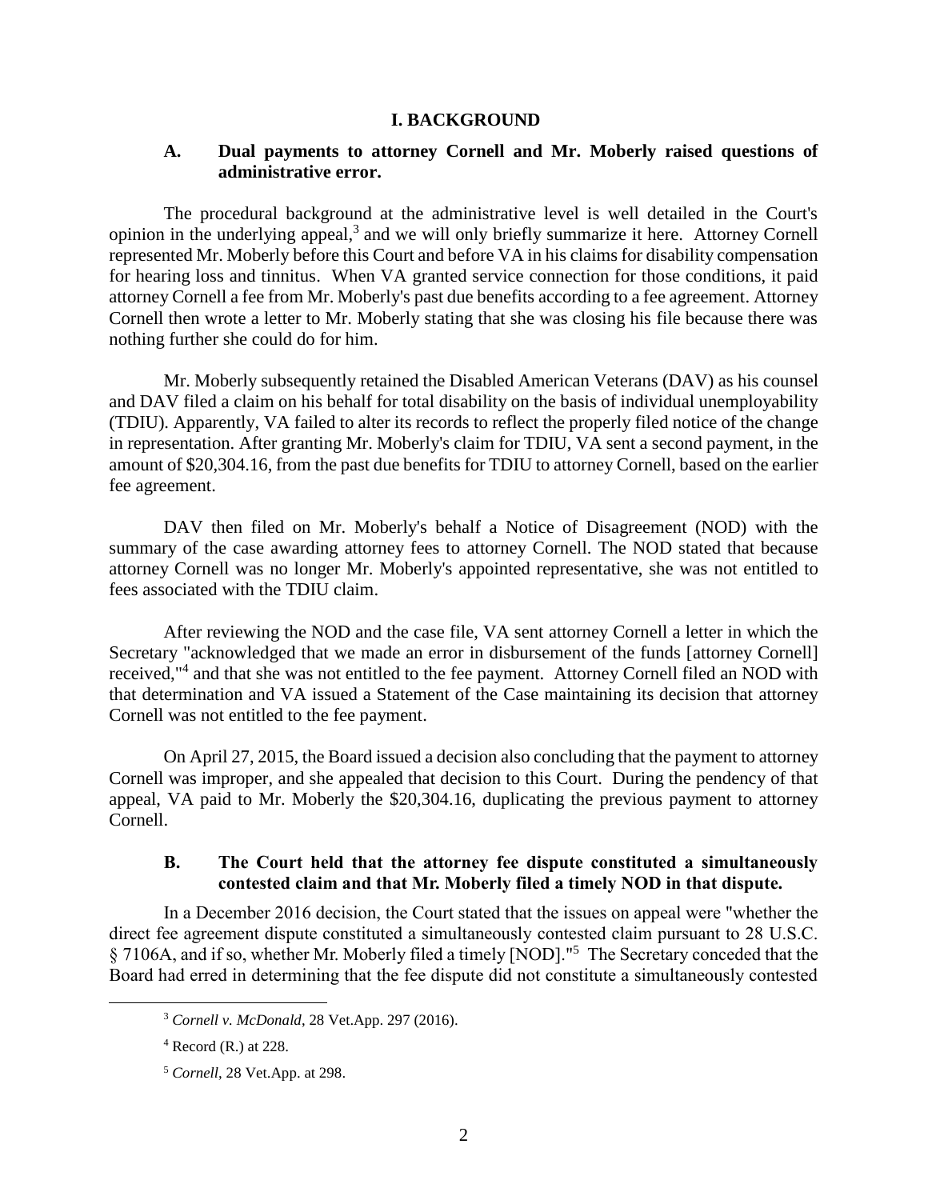## I. BACKGROUND

### A. Dual payments to attorney Cornell and Mr. Moberly raised questions of administrative error.

The procedural background at the administrative level is well detailed in the Court's opinion in the underlying appeal,[3] and we will only briefly summarize it here. Attorney Cornell represented Mr. Moberly before this Court and before VA in his claims for disability compensation for hearing loss and tinnitus. When VA granted service connection for those conditions, it paid attorney Cornell a fee from Mr. Moberly's past due benefits according to a fee agreement. Attorney Cornell then wrote a letter to Mr. Moberly stating that she was closing his file because there was nothing further she could do for him.

Mr. Moberly subsequently retained the Disabled American Veterans (DAV) as his counsel and DAV filed a claim on his behalf for total disability on the basis of individual unemployability (TDIU). Apparently, VA failed to alter its records to reflect the properly filed notice of the change in representation. After granting Mr. Moberly's claim for TDIU, VA sent a second payment, in the amount of $20,304.16, from the past due benefits for TDIU to attorney Cornell, based on the earlier fee agreement.

DAV then filed on Mr. Moberly's behalf a Notice of Disagreement (NOD) with the summary of the case awarding attorney fees to attorney Cornell. The NOD stated that because attorney Cornell was no longer Mr. Moberly's appointed representative, she was not entitled to fees associated with the TDIU claim.

After reviewing the NOD and the case file, VA sent attorney Cornell a letter in which the Secretary "acknowledged that we made an error in disbursement of the funds [attorney Cornell] received,"[4] and that she was not entitled to the fee payment. Attorney Cornell filed an NOD with that determination and VA issued a Statement of the Case maintaining its decision that attorney Cornell was not entitled to the fee payment.

On April 27, 2015, the Board issued a decision also concluding that the payment to attorney Cornell was improper, and she appealed that decision to this Court. During the pendency of that appeal, VA paid to Mr. Moberly the $20,304.16, duplicating the previous payment to attorney Cornell.

### B. The Court held that the attorney fee dispute constituted a simultaneously contested claim and that Mr. Moberly filed a timely NOD in that dispute.

In a December 2016 decision, the Court stated that the issues on appeal were "whether the direct fee agreement dispute constituted a simultaneously contested claim pursuant to 28 U.S.C. § 7106A, and if so, whether Mr. Moberly filed a timely [NOD]."[5] The Secretary conceded that the Board had erred in determining that the fee dispute did not constitute a simultaneously contested

---

[3] *Cornell v. McDonald*, 28 Vet.App. 297 (2016).

[4] Record (R.) at 228.

[5] *Cornell*, 28 Vet.App. at 298.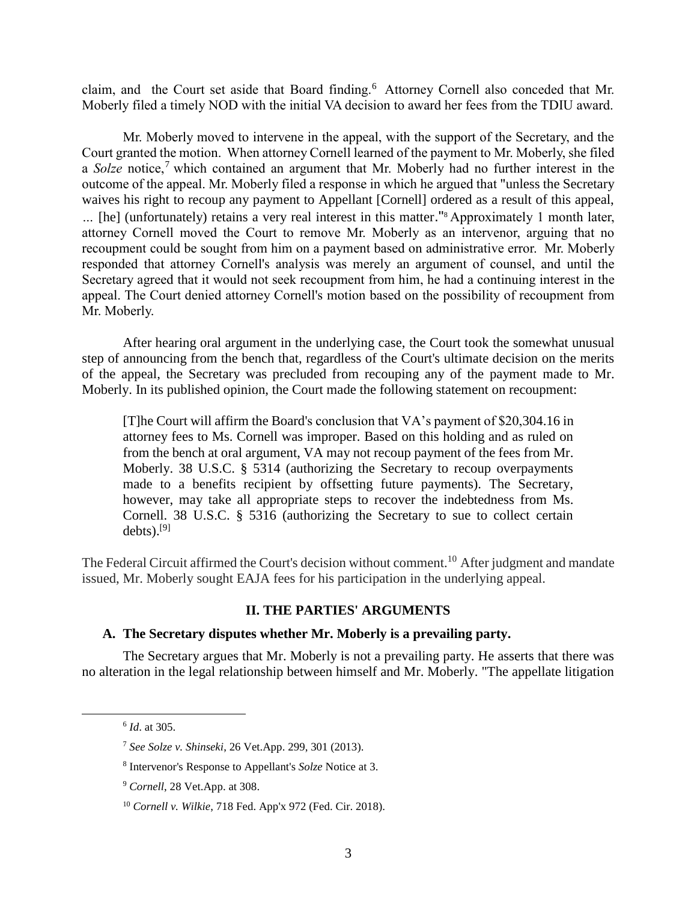claim, and the Court set aside that Board finding.[6] Attorney Cornell also conceded that Mr. Moberly filed a timely NOD with the initial VA decision to award her fees from the TDIU award.

Mr. Moberly moved to intervene in the appeal, with the support of the Secretary, and the Court granted the motion. When attorney Cornell learned of the payment to Mr. Moberly, she filed a *Solze* notice,[7] which contained an argument that Mr. Moberly had no further interest in the outcome of the appeal. Mr. Moberly filed a response in which he argued that "unless the Secretary waives his right to recoup any payment to Appellant [Cornell] ordered as a result of this appeal, ... [he] (unfortunately) retains a very real interest in this matter."[8] Approximately 1 month later, attorney Cornell moved the Court to remove Mr. Moberly as an intervenor, arguing that no recoupment could be sought from him on a payment based on administrative error. Mr. Moberly responded that attorney Cornell's analysis was merely an argument of counsel, and until the Secretary agreed that it would not seek recoupment from him, he had a continuing interest in the appeal. The Court denied attorney Cornell's motion based on the possibility of recoupment from Mr. Moberly.

After hearing oral argument in the underlying case, the Court took the somewhat unusual step of announcing from the bench that, regardless of the Court's ultimate decision on the merits of the appeal, the Secretary was precluded from recouping any of the payment made to Mr. Moberly. In its published opinion, the Court made the following statement on recoupment:

> [T]he Court will affirm the Board's conclusion that VA's payment of $20,304.16 in attorney fees to Ms. Cornell was improper. Based on this holding and as ruled on from the bench at oral argument, VA may not recoup payment of the fees from Mr. Moberly. 38 U.S.C. § 5314 (authorizing the Secretary to recoup overpayments made to a benefits recipient by offsetting future payments). The Secretary, however, may take all appropriate steps to recover the indebtedness from Ms. Cornell. 38 U.S.C. § 5316 (authorizing the Secretary to sue to collect certain debts).[9]

The Federal Circuit affirmed the Court's decision without comment.[10] After judgment and mandate issued, Mr. Moberly sought EAJA fees for his participation in the underlying appeal.

## II. THE PARTIES' ARGUMENTS

### A. The Secretary disputes whether Mr. Moberly is a prevailing party.

The Secretary argues that Mr. Moberly is not a prevailing party. He asserts that there was no alteration in the legal relationship between himself and Mr. Moberly. "The appellate litigation

---

[6] *Id*. at 305.

[7] *See Solze v. Shinseki*, 26 Vet.App. 299, 301 (2013).

[8] Intervenor's Response to Appellant's *Solze* Notice at 3.

[9] *Cornell*, 28 Vet.App. at 308.

[10] *Cornell v. Wilkie*, 718 Fed. App'x 972 (Fed. Cir. 2018).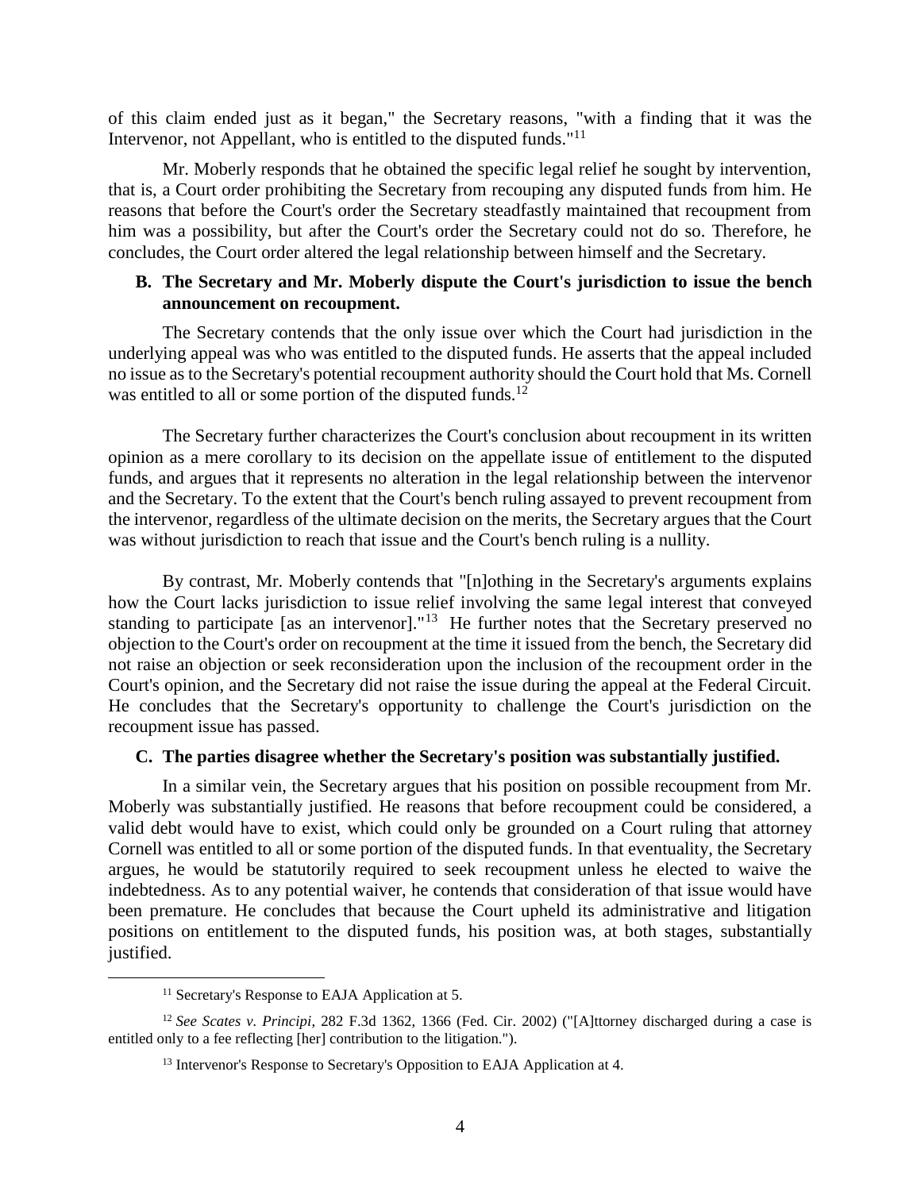of this claim ended just as it began," the Secretary reasons, "with a finding that it was the Intervenor, not Appellant, who is entitled to the disputed funds."[11]

Mr. Moberly responds that he obtained the specific legal relief he sought by intervention, that is, a Court order prohibiting the Secretary from recouping any disputed funds from him. He reasons that before the Court's order the Secretary steadfastly maintained that recoupment from him was a possibility, but after the Court's order the Secretary could not do so. Therefore, he concludes, the Court order altered the legal relationship between himself and the Secretary.

### B. The Secretary and Mr. Moberly dispute the Court's jurisdiction to issue the bench announcement on recoupment.

The Secretary contends that the only issue over which the Court had jurisdiction in the underlying appeal was who was entitled to the disputed funds. He asserts that the appeal included no issue as to the Secretary's potential recoupment authority should the Court hold that Ms. Cornell was entitled to all or some portion of the disputed funds.[12]

The Secretary further characterizes the Court's conclusion about recoupment in its written opinion as a mere corollary to its decision on the appellate issue of entitlement to the disputed funds, and argues that it represents no alteration in the legal relationship between the intervenor and the Secretary. To the extent that the Court's bench ruling assayed to prevent recoupment from the intervenor, regardless of the ultimate decision on the merits, the Secretary argues that the Court was without jurisdiction to reach that issue and the Court's bench ruling is a nullity.

By contrast, Mr. Moberly contends that "[n]othing in the Secretary's arguments explains how the Court lacks jurisdiction to issue relief involving the same legal interest that conveyed standing to participate [as an intervenor]."[13] He further notes that the Secretary preserved no objection to the Court's order on recoupment at the time it issued from the bench, the Secretary did not raise an objection or seek reconsideration upon the inclusion of the recoupment order in the Court's opinion, and the Secretary did not raise the issue during the appeal at the Federal Circuit. He concludes that the Secretary's opportunity to challenge the Court's jurisdiction on the recoupment issue has passed.

### C. The parties disagree whether the Secretary's position was substantially justified.

In a similar vein, the Secretary argues that his position on possible recoupment from Mr. Moberly was substantially justified. He reasons that before recoupment could be considered, a valid debt would have to exist, which could only be grounded on a Court ruling that attorney Cornell was entitled to all or some portion of the disputed funds. In that eventuality, the Secretary argues, he would be statutorily required to seek recoupment unless he elected to waive the indebtedness. As to any potential waiver, he contends that consideration of that issue would have been premature. He concludes that because the Court upheld its administrative and litigation positions on entitlement to the disputed funds, his position was, at both stages, substantially justified.

---

[11] Secretary's Response to EAJA Application at 5.

[12] *See Scates v. Principi*, 282 F.3d 1362, 1366 (Fed. Cir. 2002) ("[A]ttorney discharged during a case is entitled only to a fee reflecting [her] contribution to the litigation.").

[13] Intervenor's Response to Secretary's Opposition to EAJA Application at 4.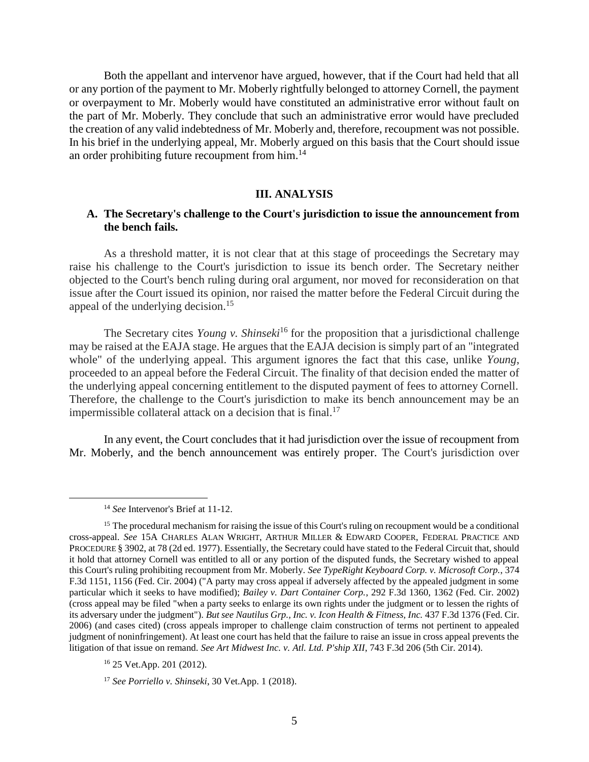Both the appellant and intervenor have argued, however, that if the Court had held that all or any portion of the payment to Mr. Moberly rightfully belonged to attorney Cornell, the payment or overpayment to Mr. Moberly would have constituted an administrative error without fault on the part of Mr. Moberly. They conclude that such an administrative error would have precluded the creation of any valid indebtedness of Mr. Moberly and, therefore, recoupment was not possible. In his brief in the underlying appeal, Mr. Moberly argued on this basis that the Court should issue an order prohibiting future recoupment from him.[14]

## III. ANALYSIS

### A. The Secretary's challenge to the Court's jurisdiction to issue the announcement from the bench fails.

As a threshold matter, it is not clear that at this stage of proceedings the Secretary may raise his challenge to the Court's jurisdiction to issue its bench order. The Secretary neither objected to the Court's bench ruling during oral argument, nor moved for reconsideration on that issue after the Court issued its opinion, nor raised the matter before the Federal Circuit during the appeal of the underlying decision.[15]

The Secretary cites *Young v. Shinseki*[16] for the proposition that a jurisdictional challenge may be raised at the EAJA stage. He argues that the EAJA decision is simply part of an "integrated whole" of the underlying appeal. This argument ignores the fact that this case, unlike *Young*, proceeded to an appeal before the Federal Circuit. The finality of that decision ended the matter of the underlying appeal concerning entitlement to the disputed payment of fees to attorney Cornell. Therefore, the challenge to the Court's jurisdiction to make its bench announcement may be an impermissible collateral attack on a decision that is final.[17]

In any event, the Court concludes that it had jurisdiction over the issue of recoupment from Mr. Moberly, and the bench announcement was entirely proper. The Court's jurisdiction over

---

[14] *See* Intervenor's Brief at 11-12.

[15] The procedural mechanism for raising the issue of this Court's ruling on recoupment would be a conditional cross-appeal. *See* 15A CHARLES ALAN WRIGHT, ARTHUR MILLER & EDWARD COOPER, FEDERAL PRACTICE AND PROCEDURE § 3902, at 78 (2d ed. 1977). Essentially, the Secretary could have stated to the Federal Circuit that, should it hold that attorney Cornell was entitled to all or any portion of the disputed funds, the Secretary wished to appeal this Court's ruling prohibiting recoupment from Mr. Moberly. *See TypeRight Keyboard Corp. v. Microsoft Corp.*, 374 F.3d 1151, 1156 (Fed. Cir. 2004) ("A party may cross appeal if adversely affected by the appealed judgment in some particular which it seeks to have modified); *Bailey v. Dart Container Corp.*, 292 F.3d 1360, 1362 (Fed. Cir. 2002) (cross appeal may be filed "when a party seeks to enlarge its own rights under the judgment or to lessen the rights of its adversary under the judgment"). *But see Nautilus Grp., Inc. v. Icon Health & Fitness, Inc.* 437 F.3d 1376 (Fed. Cir. 2006) (and cases cited) (cross appeals improper to challenge claim construction of terms not pertinent to appealed judgment of noninfringement). At least one court has held that the failure to raise an issue in cross appeal prevents the litigation of that issue on remand. *See Art Midwest Inc. v. Atl. Ltd. P'ship XII*, 743 F.3d 206 (5th Cir. 2014).

[16] 25 Vet.App. 201 (2012).

[17] *See Porriello v. Shinseki*, 30 Vet.App. 1 (2018).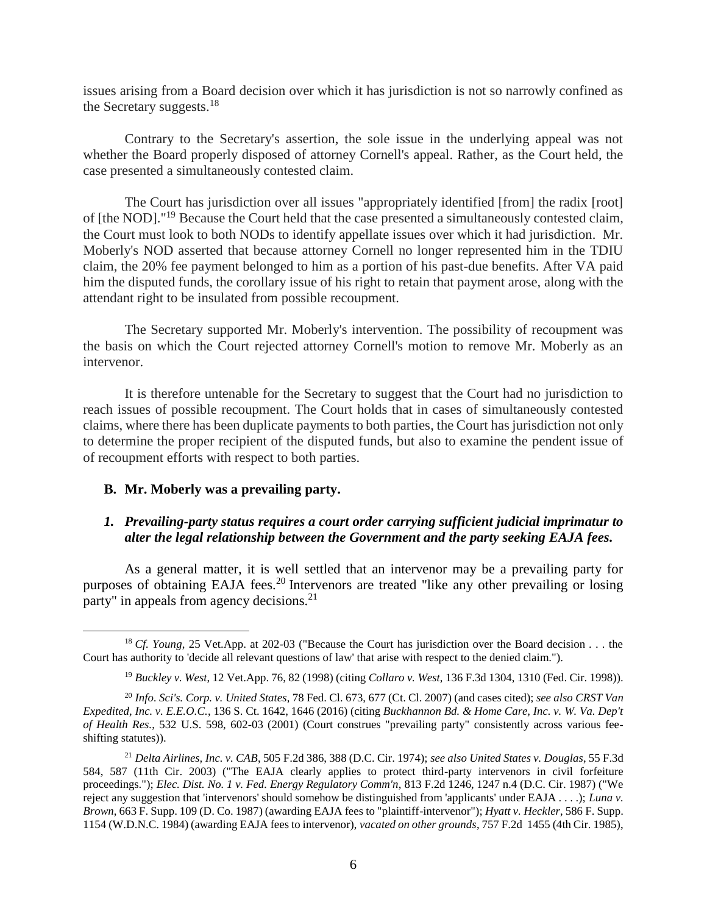issues arising from a Board decision over which it has jurisdiction is not so narrowly confined as the Secretary suggests.[18]

Contrary to the Secretary's assertion, the sole issue in the underlying appeal was not whether the Board properly disposed of attorney Cornell's appeal. Rather, as the Court held, the case presented a simultaneously contested claim.

The Court has jurisdiction over all issues "appropriately identified [from] the radix [root] of [the NOD]."[19] Because the Court held that the case presented a simultaneously contested claim, the Court must look to both NODs to identify appellate issues over which it had jurisdiction. Mr. Moberly's NOD asserted that because attorney Cornell no longer represented him in the TDIU claim, the 20% fee payment belonged to him as a portion of his past-due benefits. After VA paid him the disputed funds, the corollary issue of his right to retain that payment arose, along with the attendant right to be insulated from possible recoupment.

The Secretary supported Mr. Moberly's intervention. The possibility of recoupment was the basis on which the Court rejected attorney Cornell's motion to remove Mr. Moberly as an intervenor.

It is therefore untenable for the Secretary to suggest that the Court had no jurisdiction to reach issues of possible recoupment. The Court holds that in cases of simultaneously contested claims, where there has been duplicate payments to both parties, the Court has jurisdiction not only to determine the proper recipient of the disputed funds, but also to examine the pendent issue of of recoupment efforts with respect to both parties.

### B. Mr. Moberly was a prevailing party.

#### *1. Prevailing-party status requires a court order carrying sufficient judicial imprimatur to alter the legal relationship between the Government and the party seeking EAJA fees.*

As a general matter, it is well settled that an intervenor may be a prevailing party for purposes of obtaining EAJA fees.[20] Intervenors are treated "like any other prevailing or losing party" in appeals from agency decisions.[21]

---

[18] *Cf. Young*, 25 Vet.App. at 202-03 ("Because the Court has jurisdiction over the Board decision . . . the Court has authority to 'decide all relevant questions of law' that arise with respect to the denied claim.").

[19] *Buckley v. West*, 12 Vet.App. 76, 82 (1998) (citing *Collaro v. West*, 136 F.3d 1304, 1310 (Fed. Cir. 1998)).

[20] *Info. Sci's. Corp. v. United States*, 78 Fed. Cl. 673, 677 (Ct. Cl. 2007) (and cases cited); *see also CRST Van Expedited, Inc. v. E.E.O.C.*, 136 S. Ct. 1642, 1646 (2016) (citing *Buckhannon Bd. & Home Care, Inc. v. W. Va. Dep't of Health Res.*, 532 U.S. 598, 602-03 (2001) (Court construes "prevailing party" consistently across various fee-shifting statutes)).

[21] *Delta Airlines, Inc. v. CAB*, 505 F.2d 386, 388 (D.C. Cir. 1974); *see also United States v. Douglas*, 55 F.3d 584, 587 (11th Cir. 2003) ("The EAJA clearly applies to protect third-party intervenors in civil forfeiture proceedings."); *Elec. Dist. No. 1 v. Fed. Energy Regulatory Comm'n*, 813 F.2d 1246, 1247 n.4 (D.C. Cir. 1987) ("We reject any suggestion that 'intervenors' should somehow be distinguished from 'applicants' under EAJA . . . .); *Luna v. Brown*, 663 F. Supp. 109 (D. Co. 1987) (awarding EAJA fees to "plaintiff-intervenor"); *Hyatt v. Heckler*, 586 F. Supp. 1154 (W.D.N.C. 1984) (awarding EAJA fees to intervenor), *vacated on other grounds*, 757 F.2d 1455 (4th Cir. 1985),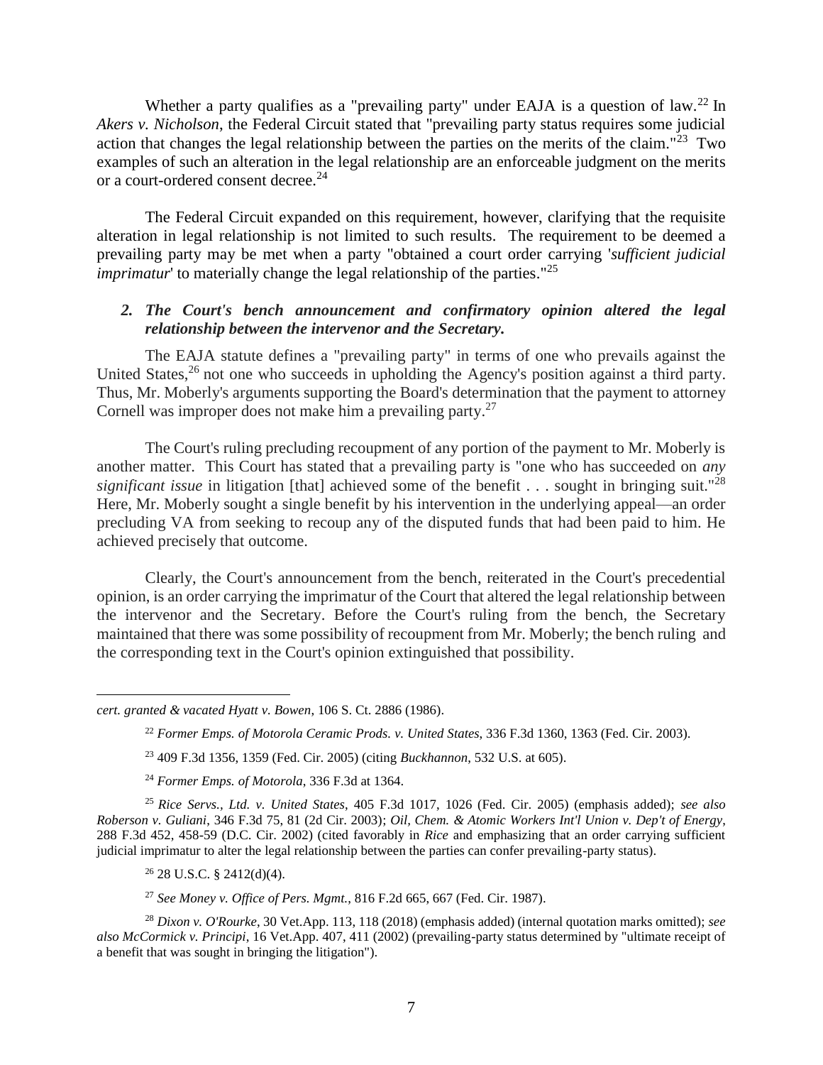Whether a party qualifies as a "prevailing party" under EAJA is a question of law.[22] In *Akers v. Nicholson*, the Federal Circuit stated that "prevailing party status requires some judicial action that changes the legal relationship between the parties on the merits of the claim."[23] Two examples of such an alteration in the legal relationship are an enforceable judgment on the merits or a court-ordered consent decree.[24]

The Federal Circuit expanded on this requirement, however, clarifying that the requisite alteration in legal relationship is not limited to such results. The requirement to be deemed a prevailing party may be met when a party "obtained a court order carrying '*sufficient judicial imprimatur*' to materially change the legal relationship of the parties."[25]

### *2. The Court's bench announcement and confirmatory opinion altered the legal relationship between the intervenor and the Secretary.*

The EAJA statute defines a "prevailing party" in terms of one who prevails against the United States,[26] not one who succeeds in upholding the Agency's position against a third party. Thus, Mr. Moberly's arguments supporting the Board's determination that the payment to attorney Cornell was improper does not make him a prevailing party.[27]

The Court's ruling precluding recoupment of any portion of the payment to Mr. Moberly is another matter. This Court has stated that a prevailing party is "one who has succeeded on *any significant issue* in litigation [that] achieved some of the benefit . . . sought in bringing suit."[28] Here, Mr. Moberly sought a single benefit by his intervention in the underlying appeal—an order precluding VA from seeking to recoup any of the disputed funds that had been paid to him. He achieved precisely that outcome.

Clearly, the Court's announcement from the bench, reiterated in the Court's precedential opinion, is an order carrying the imprimatur of the Court that altered the legal relationship between the intervenor and the Secretary. Before the Court's ruling from the bench, the Secretary maintained that there was some possibility of recoupment from Mr. Moberly; the bench ruling and the corresponding text in the Court's opinion extinguished that possibility.

---

*cert. granted & vacated Hyatt v. Bowen*, 106 S. Ct. 2886 (1986).

[22] *Former Emps. of Motorola Ceramic Prods. v. United States*, 336 F.3d 1360, 1363 (Fed. Cir. 2003).

[23] 409 F.3d 1356, 1359 (Fed. Cir. 2005) (citing *Buckhannon*, 532 U.S. at 605).

[24] *Former Emps. of Motorola*, 336 F.3d at 1364.

[25] *Rice Servs., Ltd. v. United States*, 405 F.3d 1017, 1026 (Fed. Cir. 2005) (emphasis added); *see also Roberson v. Guliani*, 346 F.3d 75, 81 (2d Cir. 2003); *Oil, Chem. & Atomic Workers Int'l Union v. Dep't of Energy*, 288 F.3d 452, 458-59 (D.C. Cir. 2002) (cited favorably in *Rice* and emphasizing that an order carrying sufficient judicial imprimatur to alter the legal relationship between the parties can confer prevailing-party status).

[26] 28 U.S.C. § 2412(d)(4).

[27] *See Money v. Office of Pers. Mgmt.*, 816 F.2d 665, 667 (Fed. Cir. 1987).

[28] *Dixon v. O'Rourke*, 30 Vet.App. 113, 118 (2018) (emphasis added) (internal quotation marks omitted); *see also McCormick v. Principi*, 16 Vet.App. 407, 411 (2002) (prevailing-party status determined by "ultimate receipt of a benefit that was sought in bringing the litigation").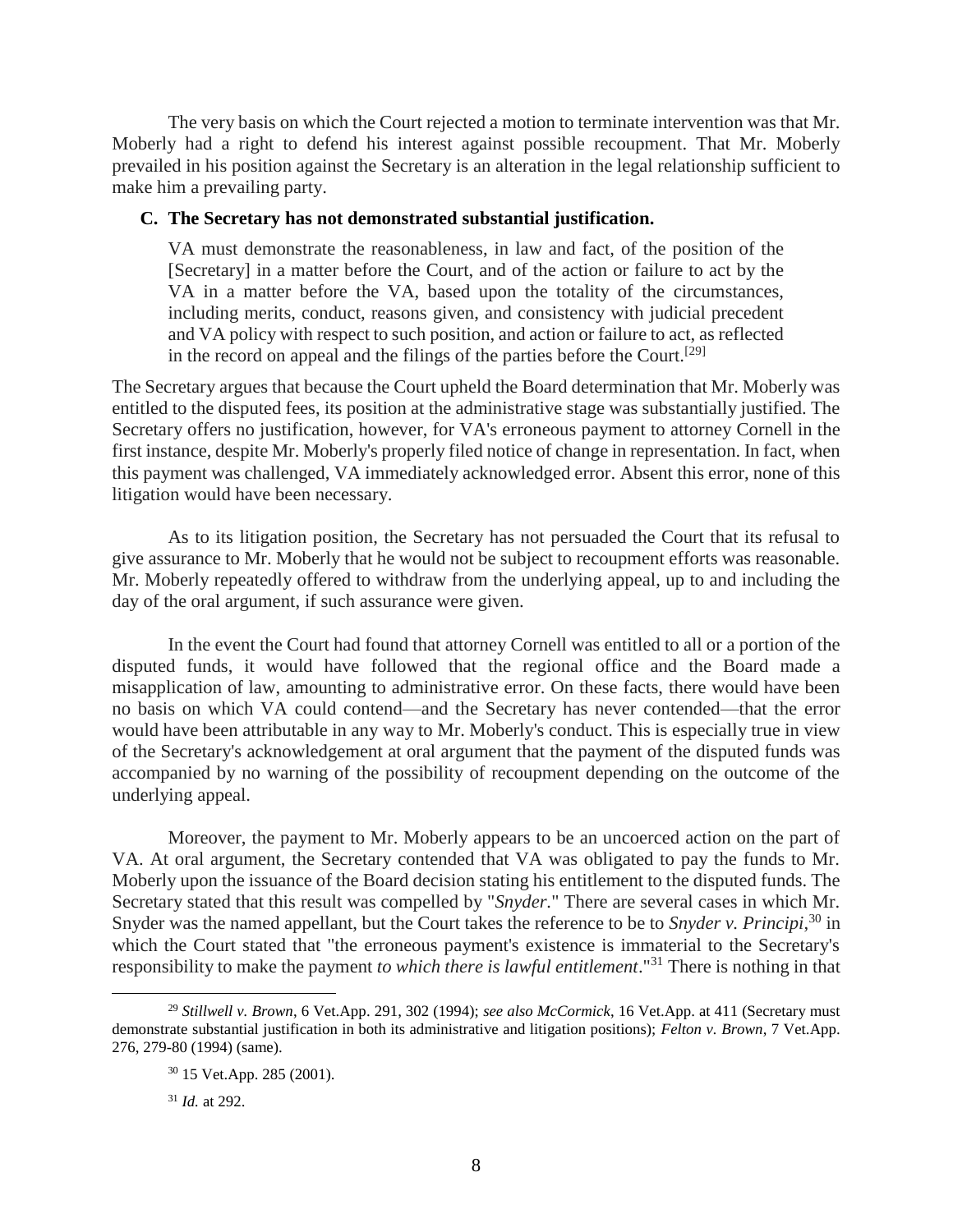The very basis on which the Court rejected a motion to terminate intervention was that Mr. Moberly had a right to defend his interest against possible recoupment. That Mr. Moberly prevailed in his position against the Secretary is an alteration in the legal relationship sufficient to make him a prevailing party.

### C. The Secretary has not demonstrated substantial justification.

> VA must demonstrate the reasonableness, in law and fact, of the position of the [Secretary] in a matter before the Court, and of the action or failure to act by the VA in a matter before the VA, based upon the totality of the circumstances, including merits, conduct, reasons given, and consistency with judicial precedent and VA policy with respect to such position, and action or failure to act, as reflected in the record on appeal and the filings of the parties before the Court.[29]

The Secretary argues that because the Court upheld the Board determination that Mr. Moberly was entitled to the disputed fees, its position at the administrative stage was substantially justified. The Secretary offers no justification, however, for VA's erroneous payment to attorney Cornell in the first instance, despite Mr. Moberly's properly filed notice of change in representation. In fact, when this payment was challenged, VA immediately acknowledged error. Absent this error, none of this litigation would have been necessary.

As to its litigation position, the Secretary has not persuaded the Court that its refusal to give assurance to Mr. Moberly that he would not be subject to recoupment efforts was reasonable. Mr. Moberly repeatedly offered to withdraw from the underlying appeal, up to and including the day of the oral argument, if such assurance were given.

In the event the Court had found that attorney Cornell was entitled to all or a portion of the disputed funds, it would have followed that the regional office and the Board made a misapplication of law, amounting to administrative error. On these facts, there would have been no basis on which VA could contend—and the Secretary has never contended—that the error would have been attributable in any way to Mr. Moberly's conduct. This is especially true in view of the Secretary's acknowledgement at oral argument that the payment of the disputed funds was accompanied by no warning of the possibility of recoupment depending on the outcome of the underlying appeal.

Moreover, the payment to Mr. Moberly appears to be an uncoerced action on the part of VA. At oral argument, the Secretary contended that VA was obligated to pay the funds to Mr. Moberly upon the issuance of the Board decision stating his entitlement to the disputed funds. The Secretary stated that this result was compelled by "*Snyder*." There are several cases in which Mr. Snyder was the named appellant, but the Court takes the reference to be to *Snyder v. Principi*,[30] in which the Court stated that "the erroneous payment's existence is immaterial to the Secretary's responsibility to make the payment *to which there is lawful entitlement*."[31] There is nothing in that

---

[29] *Stillwell v. Brown*, 6 Vet.App. 291, 302 (1994); *see also McCormick*, 16 Vet.App. at 411 (Secretary must demonstrate substantial justification in both its administrative and litigation positions); *Felton v. Brown*, 7 Vet.App. 276, 279-80 (1994) (same).

[30] 15 Vet.App. 285 (2001).

[31] *Id.* at 292.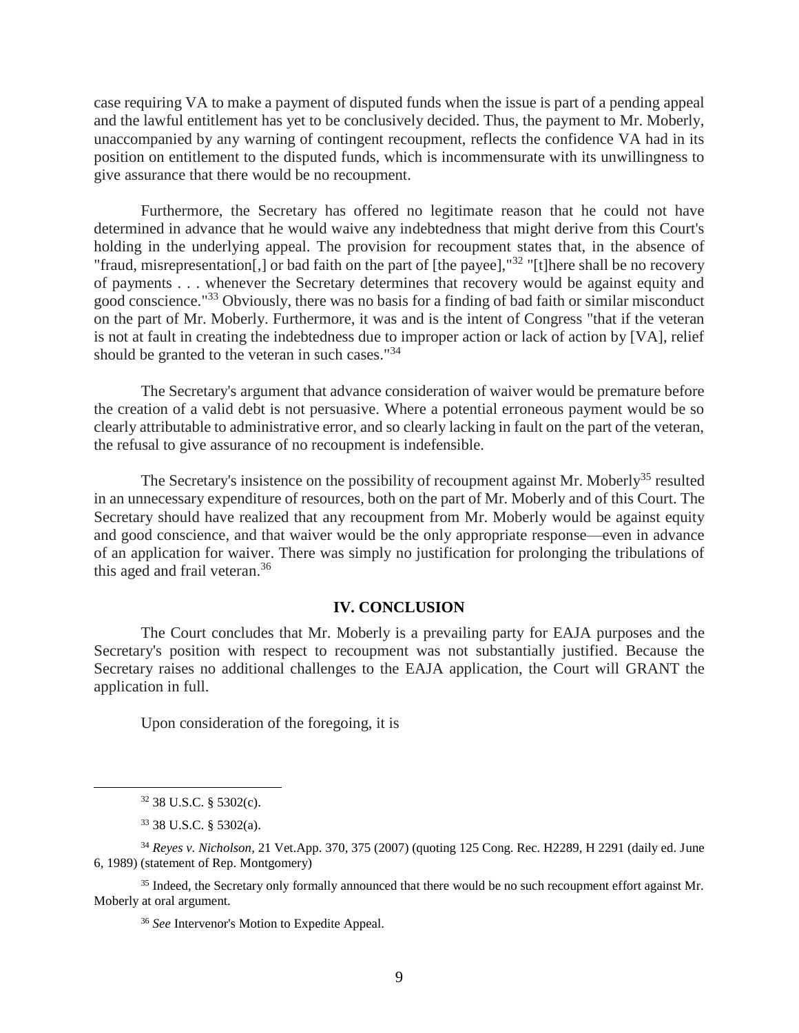case requiring VA to make a payment of disputed funds when the issue is part of a pending appeal and the lawful entitlement has yet to be conclusively decided. Thus, the payment to Mr. Moberly, unaccompanied by any warning of contingent recoupment, reflects the confidence VA had in its position on entitlement to the disputed funds, which is incommensurate with its unwillingness to give assurance that there would be no recoupment.

Furthermore, the Secretary has offered no legitimate reason that he could not have determined in advance that he would waive any indebtedness that might derive from this Court's holding in the underlying appeal. The provision for recoupment states that, in the absence of "fraud, misrepresentation[,] or bad faith on the part of [the payee],"[32] "[t]here shall be no recovery of payments . . . whenever the Secretary determines that recovery would be against equity and good conscience."[33] Obviously, there was no basis for a finding of bad faith or similar misconduct on the part of Mr. Moberly. Furthermore, it was and is the intent of Congress "that if the veteran is not at fault in creating the indebtedness due to improper action or lack of action by [VA], relief should be granted to the veteran in such cases."[34]

The Secretary's argument that advance consideration of waiver would be premature before the creation of a valid debt is not persuasive. Where a potential erroneous payment would be so clearly attributable to administrative error, and so clearly lacking in fault on the part of the veteran, the refusal to give assurance of no recoupment is indefensible.

The Secretary's insistence on the possibility of recoupment against Mr. Moberly[35] resulted in an unnecessary expenditure of resources, both on the part of Mr. Moberly and of this Court. The Secretary should have realized that any recoupment from Mr. Moberly would be against equity and good conscience, and that waiver would be the only appropriate response—even in advance of an application for waiver. There was simply no justification for prolonging the tribulations of this aged and frail veteran.[36]

## IV. CONCLUSION

The Court concludes that Mr. Moberly is a prevailing party for EAJA purposes and the Secretary's position with respect to recoupment was not substantially justified. Because the Secretary raises no additional challenges to the EAJA application, the Court will GRANT the application in full.

Upon consideration of the foregoing, it is

---

[32] 38 U.S.C. § 5302(c).

[33] 38 U.S.C. § 5302(a).

[34] *Reyes v. Nicholson*, 21 Vet.App. 370, 375 (2007) (quoting 125 Cong. Rec. H2289, H 2291 (daily ed. June 6, 1989) (statement of Rep. Montgomery)

[35] Indeed, the Secretary only formally announced that there would be no such recoupment effort against Mr. Moberly at oral argument.

[36] *See* Intervenor's Motion to Expedite Appeal.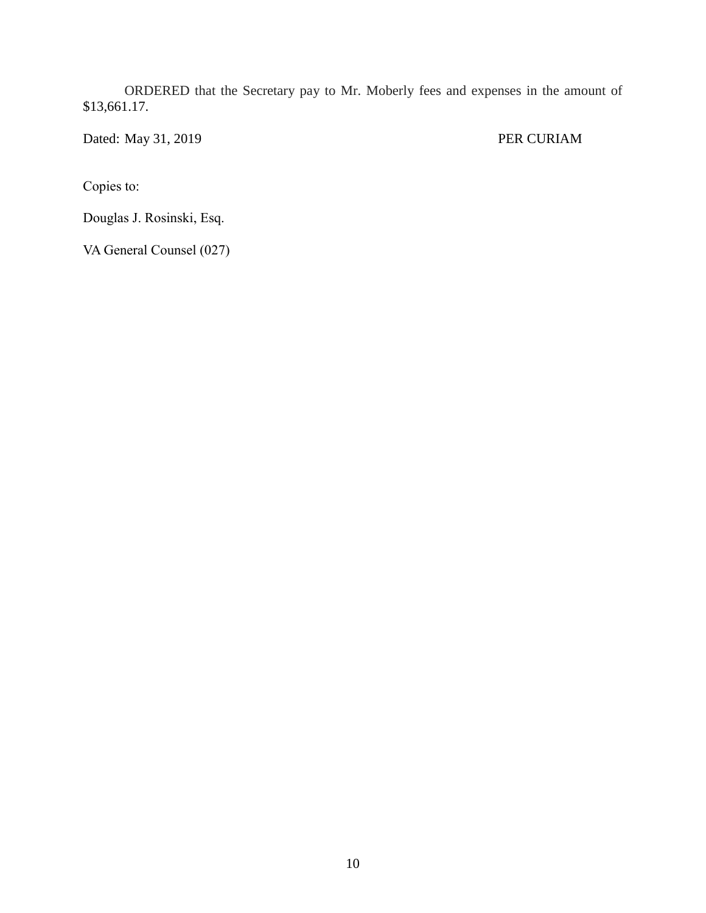ORDERED that the Secretary pay to Mr. Moberly fees and expenses in the amount of $13,661.17.

Dated: May 31, 2019 PER CURIAM

Copies to:

Douglas J. Rosinski, Esq.

VA General Counsel (027)